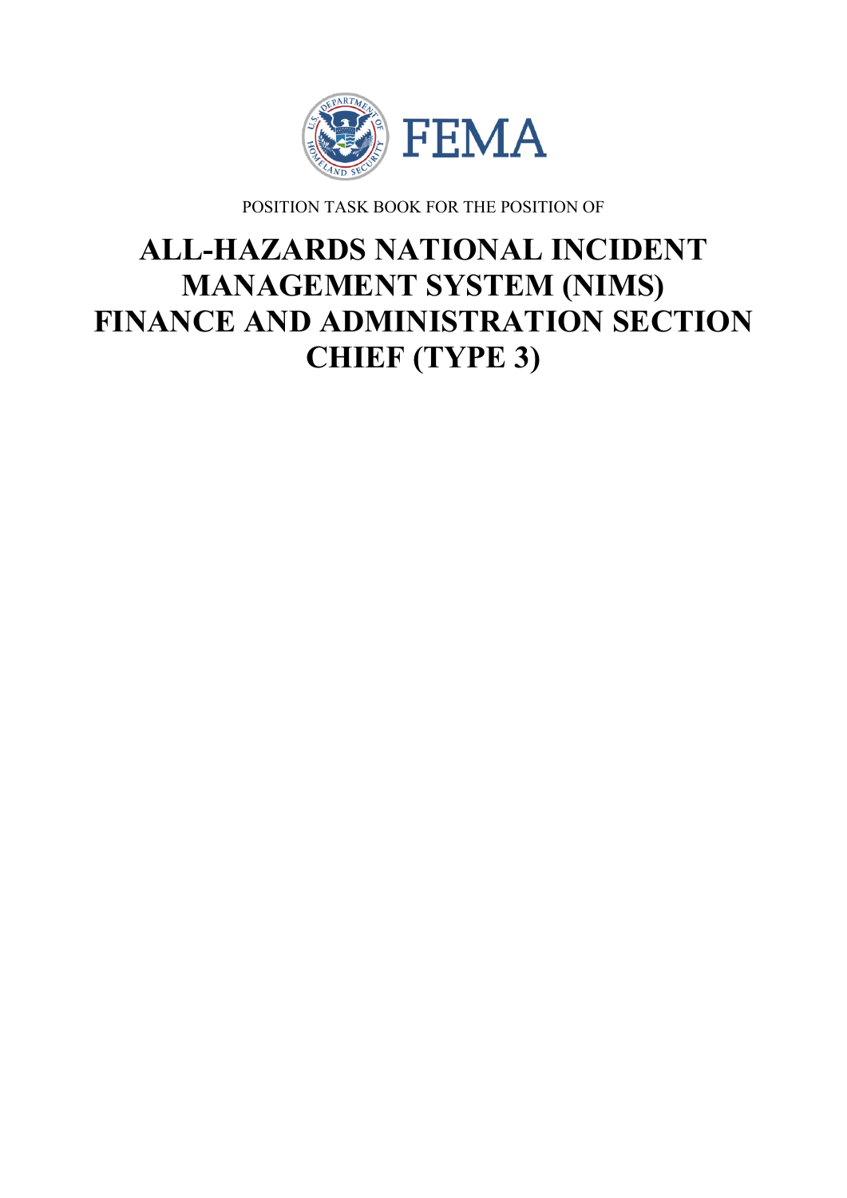POSITION TASK BOOK FOR THE POSITION OF

# ALL-HAZARDS NATIONAL INCIDENT MANAGEMENT SYSTEM (NIMS) FINANCE AND ADMINISTRATION SECTION CHIEF (TYPE 3)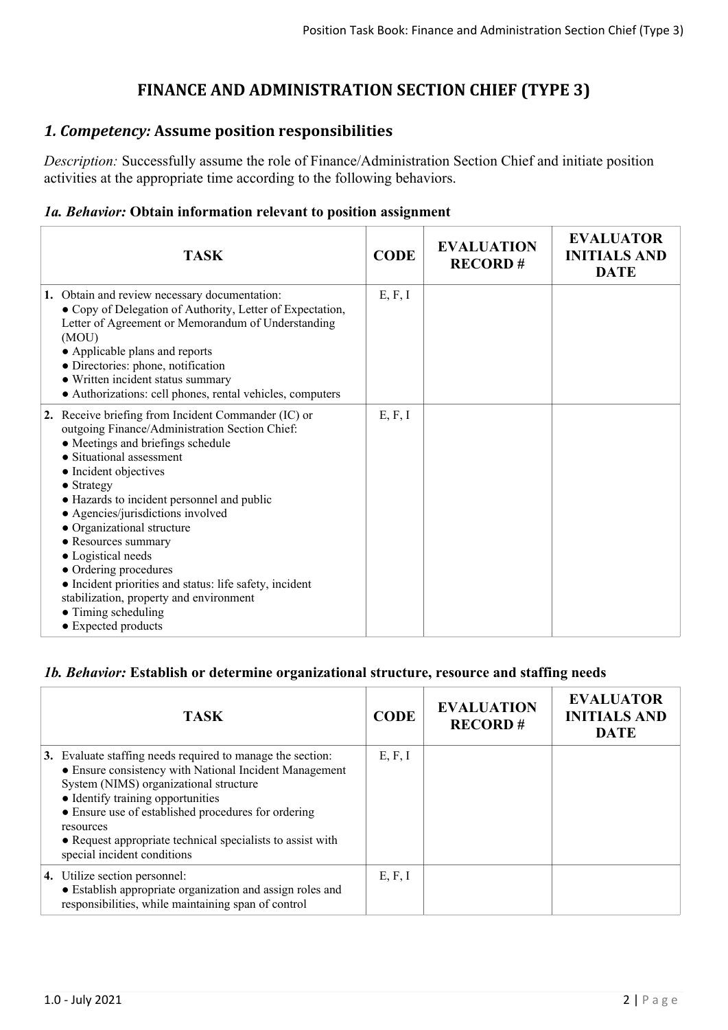# FINANCE AND ADMINISTRATION SECTION CHIEF (TYPE 3)

## *1. Competency:* Assume position responsibilities

*Description:* Successfully assume the role of Finance/Administration Section Chief and initiate position activities at the appropriate time according to the following behaviors.

### *1a. Behavior:* Obtain information relevant to position assignment

| TASK | CODE | EVALUATION RECORD # | EVALUATOR INITIALS AND DATE |
|---|---|---|---|
| **1.** Obtain and review necessary documentation:<br>● Copy of Delegation of Authority, Letter of Expectation, Letter of Agreement or Memorandum of Understanding (MOU)<br>● Applicable plans and reports<br>● Directories: phone, notification<br>● Written incident status summary<br>● Authorizations: cell phones, rental vehicles, computers | E, F, I | | |
| **2.** Receive briefing from Incident Commander (IC) or outgoing Finance/Administration Section Chief:<br>● Meetings and briefings schedule<br>● Situational assessment<br>● Incident objectives<br>● Strategy<br>● Hazards to incident personnel and public<br>● Agencies/jurisdictions involved<br>● Organizational structure<br>● Resources summary<br>● Logistical needs<br>● Ordering procedures<br>● Incident priorities and status: life safety, incident stabilization, property and environment<br>● Timing scheduling<br>● Expected products | E, F, I | | |

### *1b. Behavior:* Establish or determine organizational structure, resource and staffing needs

| TASK | CODE | EVALUATION RECORD # | EVALUATOR INITIALS AND DATE |
|---|---|---|---|
| **3.** Evaluate staffing needs required to manage the section:<br>● Ensure consistency with National Incident Management System (NIMS) organizational structure<br>● Identify training opportunities<br>● Ensure use of established procedures for ordering resources<br>● Request appropriate technical specialists to assist with special incident conditions | E, F, I | | |
| **4.** Utilize section personnel:<br>● Establish appropriate organization and assign roles and responsibilities, while maintaining span of control | E, F, I | | |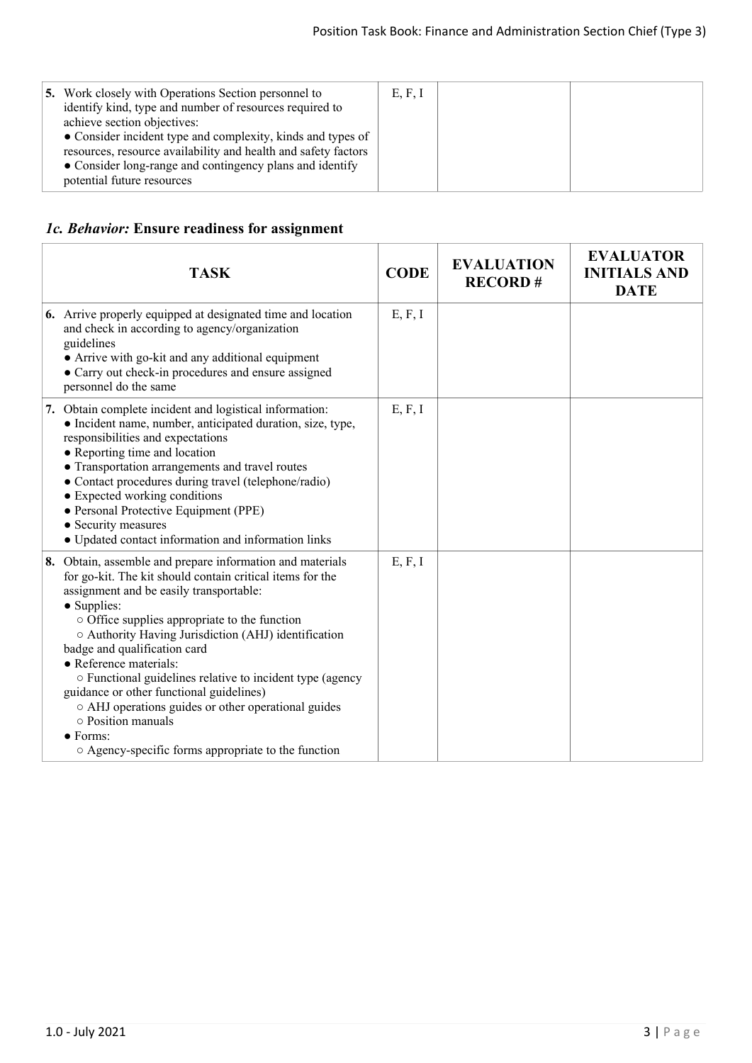| | | | |
|---|---|---|---|
| **5.** Work closely with Operations Section personnel to identify kind, type and number of resources required to achieve section objectives:<br>● Consider incident type and complexity, kinds and types of resources, resource availability and health and safety factors<br>● Consider long-range and contingency plans and identify potential future resources | E, F, I | | |

### *1c. Behavior:* Ensure readiness for assignment

| TASK | CODE | EVALUATION RECORD # | EVALUATOR INITIALS AND DATE |
|---|---|---|---|
| **6.** Arrive properly equipped at designated time and location and check in according to agency/organization guidelines<br>● Arrive with go-kit and any additional equipment<br>● Carry out check-in procedures and ensure assigned personnel do the same | E, F, I | | |
| **7.** Obtain complete incident and logistical information:<br>● Incident name, number, anticipated duration, size, type, responsibilities and expectations<br>● Reporting time and location<br>● Transportation arrangements and travel routes<br>● Contact procedures during travel (telephone/radio)<br>● Expected working conditions<br>● Personal Protective Equipment (PPE)<br>● Security measures<br>● Updated contact information and information links | E, F, I | | |
| **8.** Obtain, assemble and prepare information and materials for go-kit. The kit should contain critical items for the assignment and be easily transportable:<br>● Supplies:<br>○ Office supplies appropriate to the function<br>○ Authority Having Jurisdiction (AHJ) identification badge and qualification card<br>● Reference materials:<br>○ Functional guidelines relative to incident type (agency guidance or other functional guidelines)<br>○ AHJ operations guides or other operational guides<br>○ Position manuals<br>● Forms:<br>○ Agency-specific forms appropriate to the function | E, F, I | | |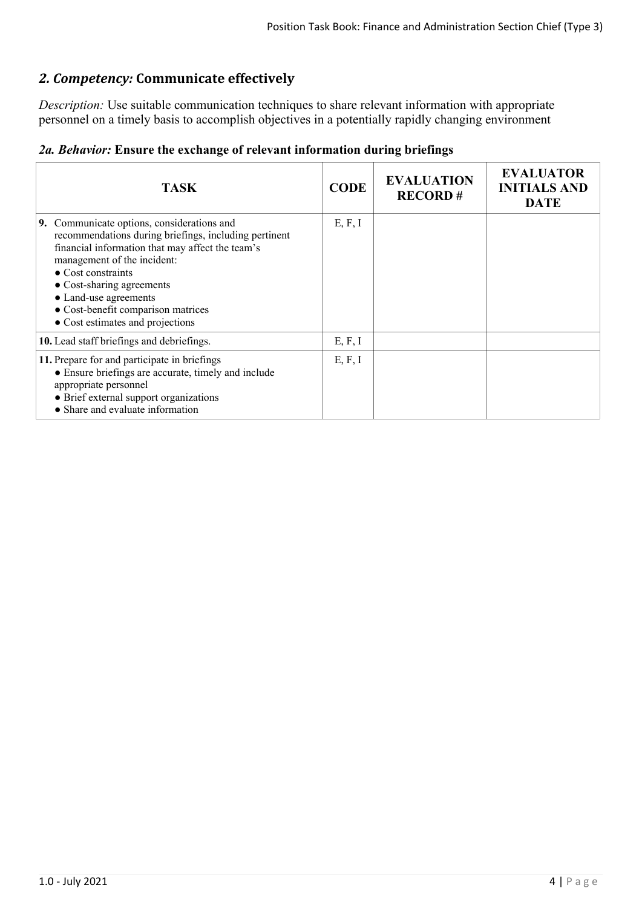## *2. Competency:* Communicate effectively

*Description:* Use suitable communication techniques to share relevant information with appropriate personnel on a timely basis to accomplish objectives in a potentially rapidly changing environment

### *2a. Behavior:* Ensure the exchange of relevant information during briefings

| TASK | CODE | EVALUATION RECORD # | EVALUATOR INITIALS AND DATE |
|---|---|---|---|
| **9.** Communicate options, considerations and recommendations during briefings, including pertinent financial information that may affect the team's management of the incident: <br>● Cost constraints <br>● Cost-sharing agreements <br>● Land-use agreements <br>● Cost-benefit comparison matrices <br>● Cost estimates and projections | E, F, I | | |
| **10.** Lead staff briefings and debriefings. | E, F, I | | |
| **11.** Prepare for and participate in briefings <br>● Ensure briefings are accurate, timely and include appropriate personnel <br>● Brief external support organizations <br>● Share and evaluate information | E, F, I | | |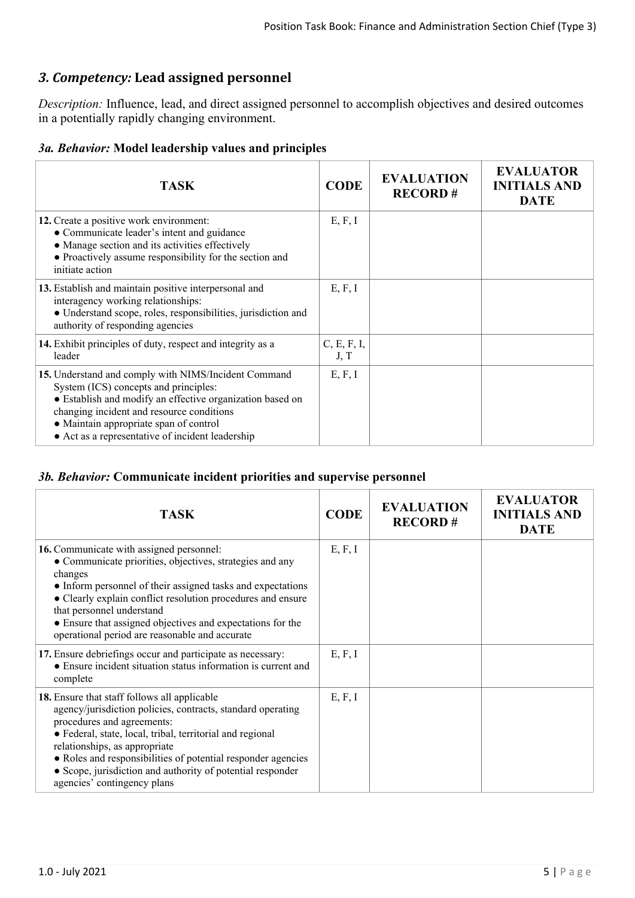## *3. Competency:* Lead assigned personnel

*Description:* Influence, lead, and direct assigned personnel to accomplish objectives and desired outcomes in a potentially rapidly changing environment.

### *3a. Behavior:* Model leadership values and principles

| TASK | CODE | EVALUATION RECORD # | EVALUATOR INITIALS AND DATE |
|---|---|---|---|
| **12.** Create a positive work environment:<br>● Communicate leader's intent and guidance<br>● Manage section and its activities effectively<br>● Proactively assume responsibility for the section and initiate action | E, F, I | | |
| **13.** Establish and maintain positive interpersonal and interagency working relationships:<br>● Understand scope, roles, responsibilities, jurisdiction and authority of responding agencies | E, F, I | | |
| **14.** Exhibit principles of duty, respect and integrity as a leader | C, E, F, I, J, T | | |
| **15.** Understand and comply with NIMS/Incident Command System (ICS) concepts and principles:<br>● Establish and modify an effective organization based on changing incident and resource conditions<br>● Maintain appropriate span of control<br>● Act as a representative of incident leadership | E, F, I | | |

### *3b. Behavior:* Communicate incident priorities and supervise personnel

| TASK | CODE | EVALUATION RECORD # | EVALUATOR INITIALS AND DATE |
|---|---|---|---|
| **16.** Communicate with assigned personnel:<br>● Communicate priorities, objectives, strategies and any changes<br>● Inform personnel of their assigned tasks and expectations<br>● Clearly explain conflict resolution procedures and ensure that personnel understand<br>● Ensure that assigned objectives and expectations for the operational period are reasonable and accurate | E, F, I | | |
| **17.** Ensure debriefings occur and participate as necessary:<br>● Ensure incident situation status information is current and complete | E, F, I | | |
| **18.** Ensure that staff follows all applicable agency/jurisdiction policies, contracts, standard operating procedures and agreements:<br>● Federal, state, local, tribal, territorial and regional relationships, as appropriate<br>● Roles and responsibilities of potential responder agencies<br>● Scope, jurisdiction and authority of potential responder agencies' contingency plans | E, F, I | | |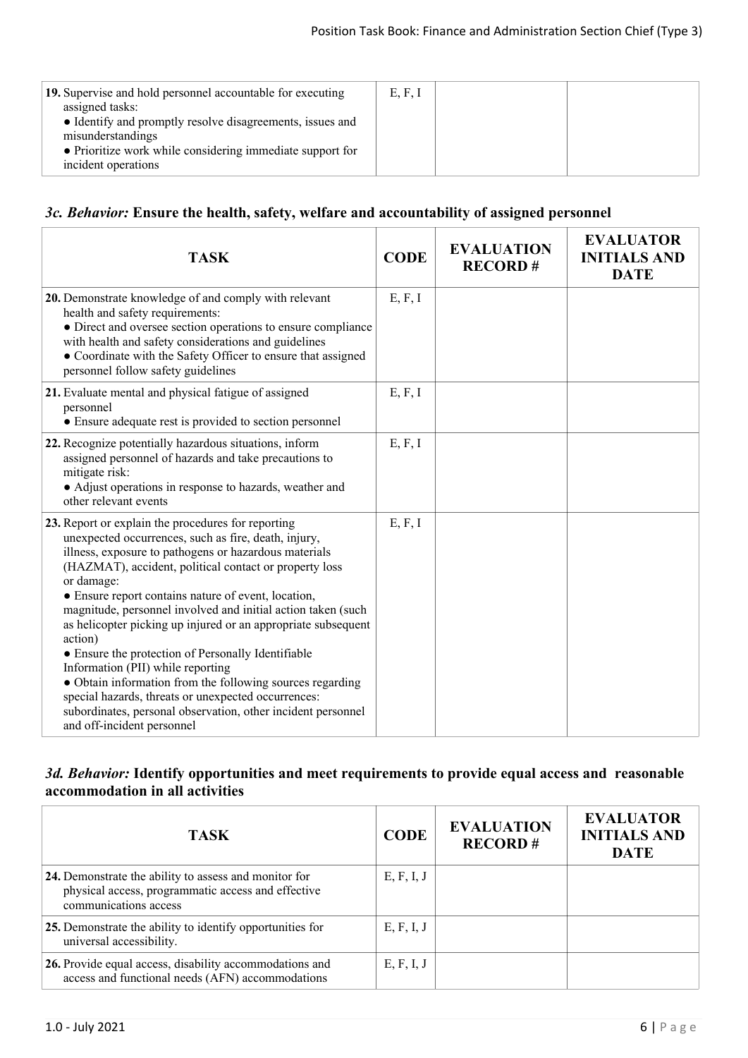| TASK | CODE | EVALUATION RECORD # | EVALUATOR INITIALS AND DATE |
|---|---|---|---|
| **19.** Supervise and hold personnel accountable for executing assigned tasks: <br>● Identify and promptly resolve disagreements, issues and misunderstandings <br>● Prioritize work while considering immediate support for incident operations | E, F, I | | |

### *3c. Behavior:* Ensure the health, safety, welfare and accountability of assigned personnel

| TASK | CODE | EVALUATION RECORD # | EVALUATOR INITIALS AND DATE |
|---|---|---|---|
| **20.** Demonstrate knowledge of and comply with relevant health and safety requirements: <br>● Direct and oversee section operations to ensure compliance with health and safety considerations and guidelines <br>● Coordinate with the Safety Officer to ensure that assigned personnel follow safety guidelines | E, F, I | | |
| **21.** Evaluate mental and physical fatigue of assigned personnel <br>● Ensure adequate rest is provided to section personnel | E, F, I | | |
| **22.** Recognize potentially hazardous situations, inform assigned personnel of hazards and take precautions to mitigate risk: <br>● Adjust operations in response to hazards, weather and other relevant events | E, F, I | | |
| **23.** Report or explain the procedures for reporting unexpected occurrences, such as fire, death, injury, illness, exposure to pathogens or hazardous materials (HAZMAT), accident, political contact or property loss or damage: <br>● Ensure report contains nature of event, location, magnitude, personnel involved and initial action taken (such as helicopter picking up injured or an appropriate subsequent action) <br>● Ensure the protection of Personally Identifiable Information (PII) while reporting <br>● Obtain information from the following sources regarding special hazards, threats or unexpected occurrences: subordinates, personal observation, other incident personnel and off-incident personnel | E, F, I | | |

### *3d. Behavior:* Identify opportunities and meet requirements to provide equal access and reasonable accommodation in all activities

| TASK | CODE | EVALUATION RECORD # | EVALUATOR INITIALS AND DATE |
|---|---|---|---|
| **24.** Demonstrate the ability to assess and monitor for physical access, programmatic access and effective communications access | E, F, I, J | | |
| **25.** Demonstrate the ability to identify opportunities for universal accessibility. | E, F, I, J | | |
| **26.** Provide equal access, disability accommodations and access and functional needs (AFN) accommodations | E, F, I, J | | |

1.0 - July 2021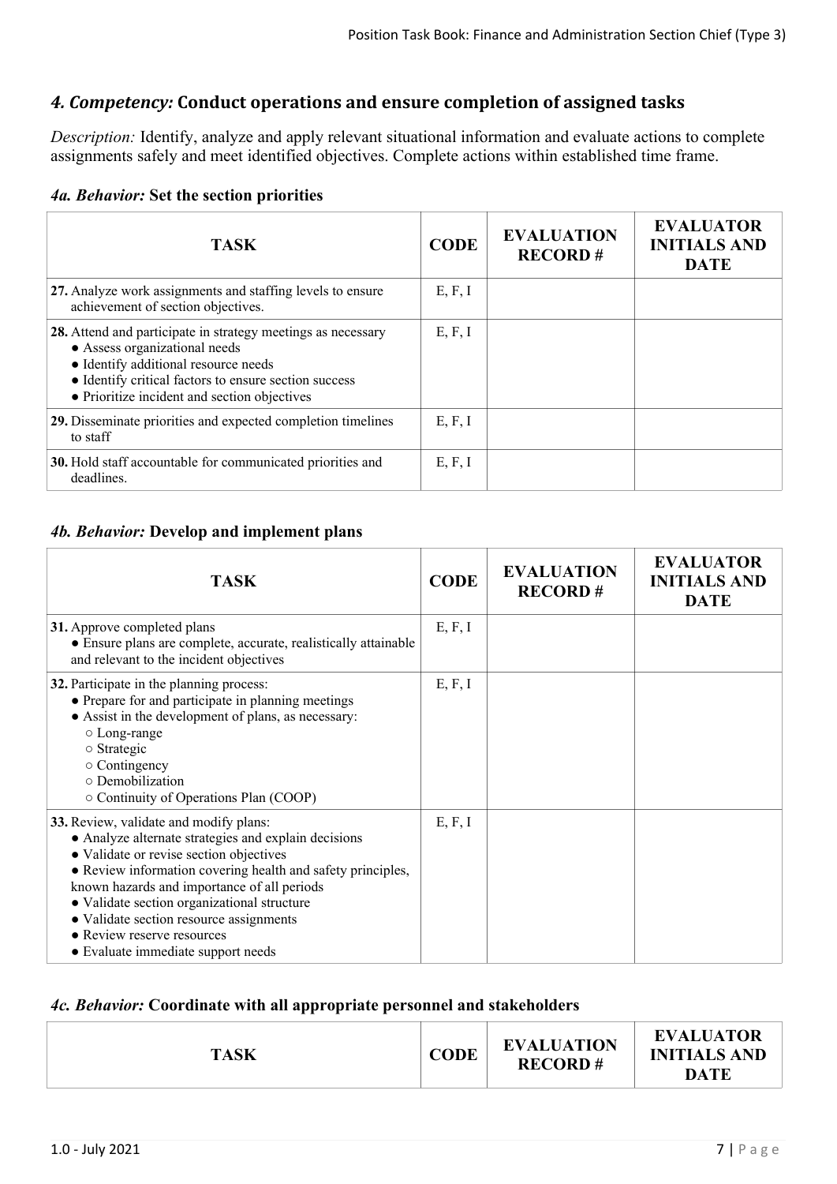## *4. Competency:* Conduct operations and ensure completion of assigned tasks

*Description:* Identify, analyze and apply relevant situational information and evaluate actions to complete assignments safely and meet identified objectives. Complete actions within established time frame.

### *4a. Behavior:* Set the section priorities

| TASK | CODE | EVALUATION RECORD # | EVALUATOR INITIALS AND DATE |
|---|---|---|---|
| **27.** Analyze work assignments and staffing levels to ensure achievement of section objectives. | E, F, I | | |
| **28.** Attend and participate in strategy meetings as necessary<br>● Assess organizational needs<br>● Identify additional resource needs<br>● Identify critical factors to ensure section success<br>● Prioritize incident and section objectives | E, F, I | | |
| **29.** Disseminate priorities and expected completion timelines to staff | E, F, I | | |
| **30.** Hold staff accountable for communicated priorities and deadlines. | E, F, I | | |

### *4b. Behavior:* Develop and implement plans

| TASK | CODE | EVALUATION RECORD # | EVALUATOR INITIALS AND DATE |
|---|---|---|---|
| **31.** Approve completed plans<br>● Ensure plans are complete, accurate, realistically attainable and relevant to the incident objectives | E, F, I | | |
| **32.** Participate in the planning process:<br>● Prepare for and participate in planning meetings<br>● Assist in the development of plans, as necessary:<br>○ Long-range<br>○ Strategic<br>○ Contingency<br>○ Demobilization<br>○ Continuity of Operations Plan (COOP) | E, F, I | | |
| **33.** Review, validate and modify plans:<br>● Analyze alternate strategies and explain decisions<br>● Validate or revise section objectives<br>● Review information covering health and safety principles, known hazards and importance of all periods<br>● Validate section organizational structure<br>● Validate section resource assignments<br>● Review reserve resources<br>● Evaluate immediate support needs | E, F, I | | |

### *4c. Behavior:* Coordinate with all appropriate personnel and stakeholders

| TASK | CODE | EVALUATION RECORD # | EVALUATOR INITIALS AND DATE |
|---|---|---|---|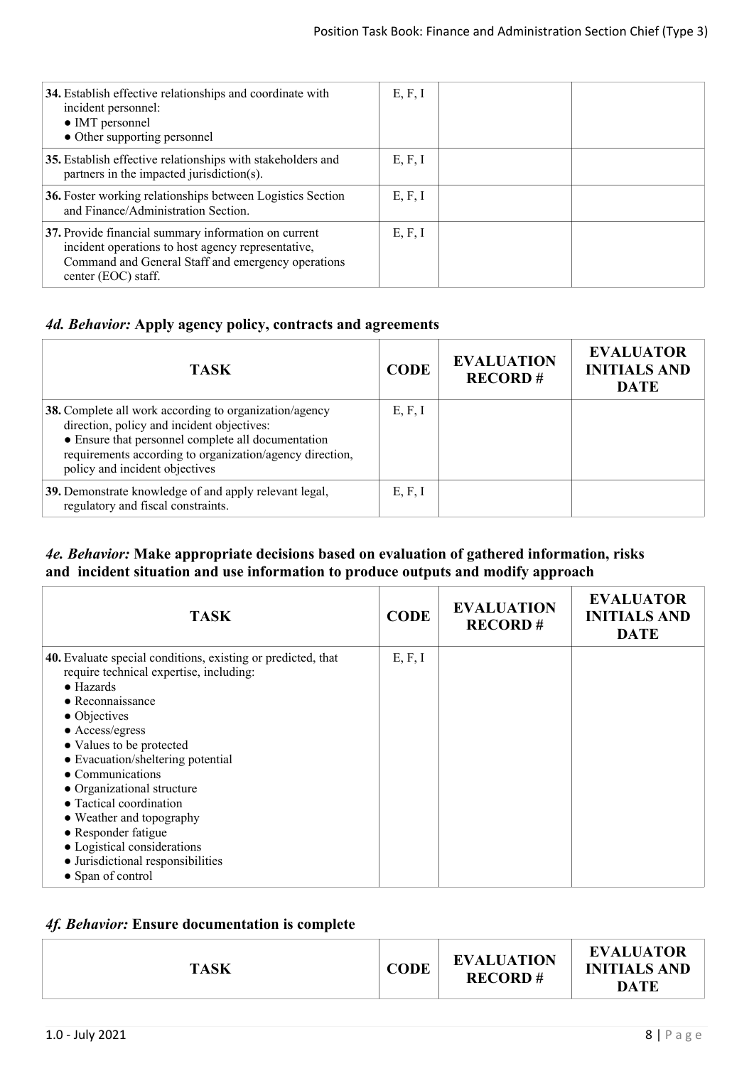| | | | |
|---|---|---|---|
| **34.** Establish effective relationships and coordinate with incident personnel:<br>● IMT personnel<br>● Other supporting personnel | E, F, I | | |
| **35.** Establish effective relationships with stakeholders and partners in the impacted jurisdiction(s). | E, F, I | | |
| **36.** Foster working relationships between Logistics Section and Finance/Administration Section. | E, F, I | | |
| **37.** Provide financial summary information on current incident operations to host agency representative, Command and General Staff and emergency operations center (EOC) staff. | E, F, I | | |

### *4d. Behavior:* Apply agency policy, contracts and agreements

| TASK | CODE | EVALUATION RECORD # | EVALUATOR INITIALS AND DATE |
|---|---|---|---|
| **38.** Complete all work according to organization/agency direction, policy and incident objectives:<br>● Ensure that personnel complete all documentation requirements according to organization/agency direction, policy and incident objectives | E, F, I | | |
| **39.** Demonstrate knowledge of and apply relevant legal, regulatory and fiscal constraints. | E, F, I | | |

### *4e. Behavior:* Make appropriate decisions based on evaluation of gathered information, risks and incident situation and use information to produce outputs and modify approach

| TASK | CODE | EVALUATION RECORD # | EVALUATOR INITIALS AND DATE |
|---|---|---|---|
| **40.** Evaluate special conditions, existing or predicted, that require technical expertise, including:<br>● Hazards<br>● Reconnaissance<br>● Objectives<br>● Access/egress<br>● Values to be protected<br>● Evacuation/sheltering potential<br>● Communications<br>● Organizational structure<br>● Tactical coordination<br>● Weather and topography<br>● Responder fatigue<br>● Logistical considerations<br>● Jurisdictional responsibilities<br>● Span of control | E, F, I | | |

### *4f. Behavior:* Ensure documentation is complete

| TASK | CODE | EVALUATION RECORD # | EVALUATOR INITIALS AND DATE |
|---|---|---|---|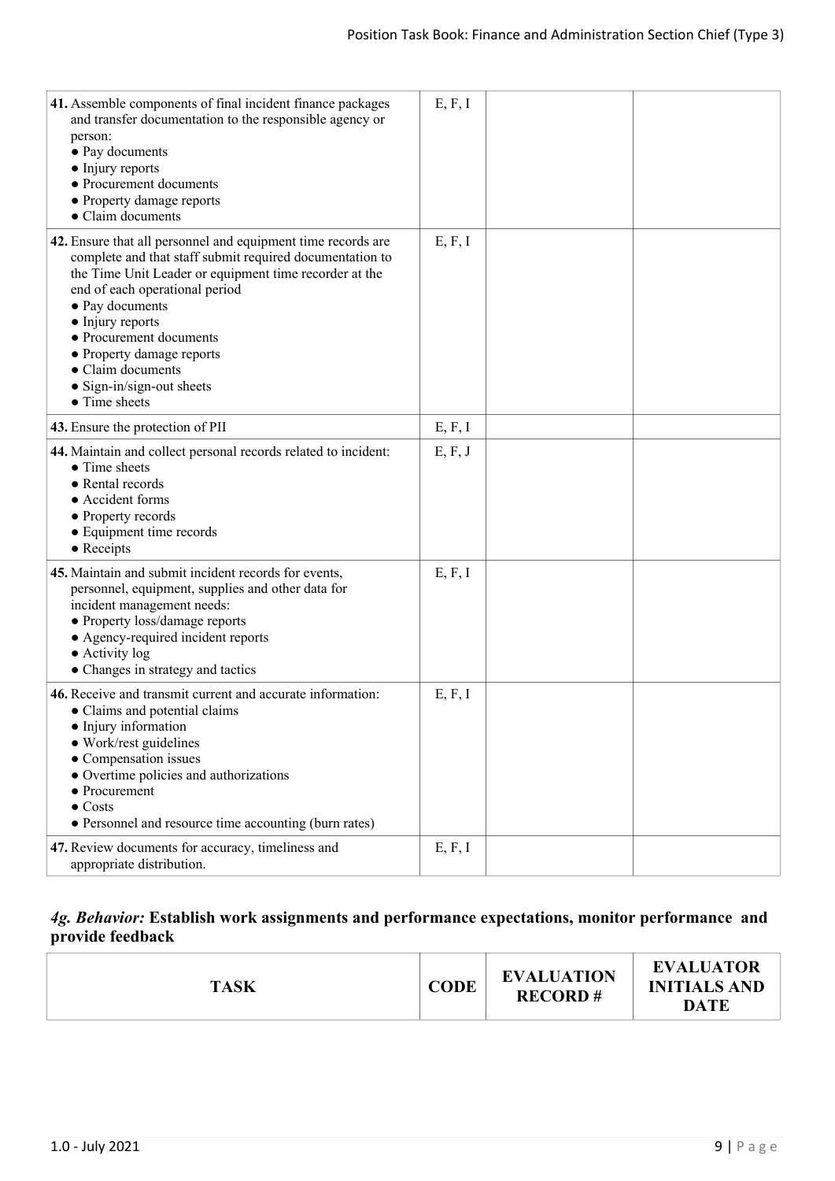| TASK | CODE | EVALUATION RECORD # | EVALUATOR INITIALS AND DATE |
|---|---|---|---|
| **41.** Assemble components of final incident finance packages and transfer documentation to the responsible agency or person:<br>● Pay documents<br>● Injury reports<br>● Procurement documents<br>● Property damage reports<br>● Claim documents | E, F, I | | |
| **42.** Ensure that all personnel and equipment time records are complete and that staff submit required documentation to the Time Unit Leader or equipment time recorder at the end of each operational period<br>● Pay documents<br>● Injury reports<br>● Procurement documents<br>● Property damage reports<br>● Claim documents<br>● Sign-in/sign-out sheets<br>● Time sheets | E, F, I | | |
| **43.** Ensure the protection of PII | E, F, I | | |
| **44.** Maintain and collect personal records related to incident:<br>● Time sheets<br>● Rental records<br>● Accident forms<br>● Property records<br>● Equipment time records<br>● Receipts | E, F, J | | |
| **45.** Maintain and submit incident records for events, personnel, equipment, supplies and other data for incident management needs:<br>● Property loss/damage reports<br>● Agency-required incident reports<br>● Activity log<br>● Changes in strategy and tactics | E, F, I | | |
| **46.** Receive and transmit current and accurate information:<br>● Claims and potential claims<br>● Injury information<br>● Work/rest guidelines<br>● Compensation issues<br>● Overtime policies and authorizations<br>● Procurement<br>● Costs<br>● Personnel and resource time accounting (burn rates) | E, F, I | | |
| **47.** Review documents for accuracy, timeliness and appropriate distribution. | E, F, I | | |

### *4g. Behavior:* Establish work assignments and performance expectations, monitor performance and provide feedback

| TASK | CODE | EVALUATION RECORD # | EVALUATOR INITIALS AND DATE |
|---|---|---|---|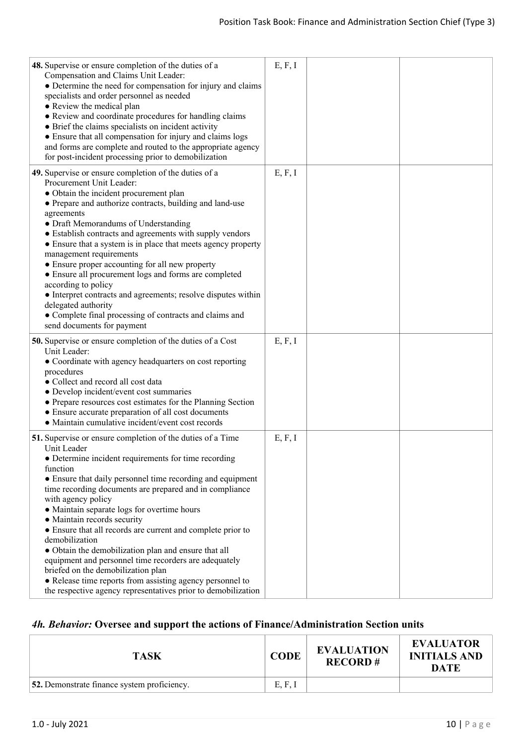| TASK | CODE | EVALUATION RECORD # | EVALUATOR INITIALS AND DATE |
|---|---|---|---|
| **48.** Supervise or ensure completion of the duties of a Compensation and Claims Unit Leader:<br>● Determine the need for compensation for injury and claims specialists and order personnel as needed<br>● Review the medical plan<br>● Review and coordinate procedures for handling claims<br>● Brief the claims specialists on incident activity<br>● Ensure that all compensation for injury and claims logs and forms are complete and routed to the appropriate agency for post-incident processing prior to demobilization | E, F, I | | |
| **49.** Supervise or ensure completion of the duties of a Procurement Unit Leader:<br>● Obtain the incident procurement plan<br>● Prepare and authorize contracts, building and land-use agreements<br>● Draft Memorandums of Understanding<br>● Establish contracts and agreements with supply vendors<br>● Ensure that a system is in place that meets agency property management requirements<br>● Ensure proper accounting for all new property<br>● Ensure all procurement logs and forms are completed according to policy<br>● Interpret contracts and agreements; resolve disputes within delegated authority<br>● Complete final processing of contracts and claims and send documents for payment | E, F, I | | |
| **50.** Supervise or ensure completion of the duties of a Cost Unit Leader:<br>● Coordinate with agency headquarters on cost reporting procedures<br>● Collect and record all cost data<br>● Develop incident/event cost summaries<br>● Prepare resources cost estimates for the Planning Section<br>● Ensure accurate preparation of all cost documents<br>● Maintain cumulative incident/event cost records | E, F, I | | |
| **51.** Supervise or ensure completion of the duties of a Time Unit Leader<br>● Determine incident requirements for time recording function<br>● Ensure that daily personnel time recording and equipment time recording documents are prepared and in compliance with agency policy<br>● Maintain separate logs for overtime hours<br>● Maintain records security<br>● Ensure that all records are current and complete prior to demobilization<br>● Obtain the demobilization plan and ensure that all equipment and personnel time recorders are adequately briefed on the demobilization plan<br>● Release time reports from assisting agency personnel to the respective agency representatives prior to demobilization | E, F, I | | |

## *4h. Behavior:* Oversee and support the actions of Finance/Administration Section units

| TASK | CODE | EVALUATION RECORD # | EVALUATOR INITIALS AND DATE |
|---|---|---|---|
| **52.** Demonstrate finance system proficiency. | E, F, I | | |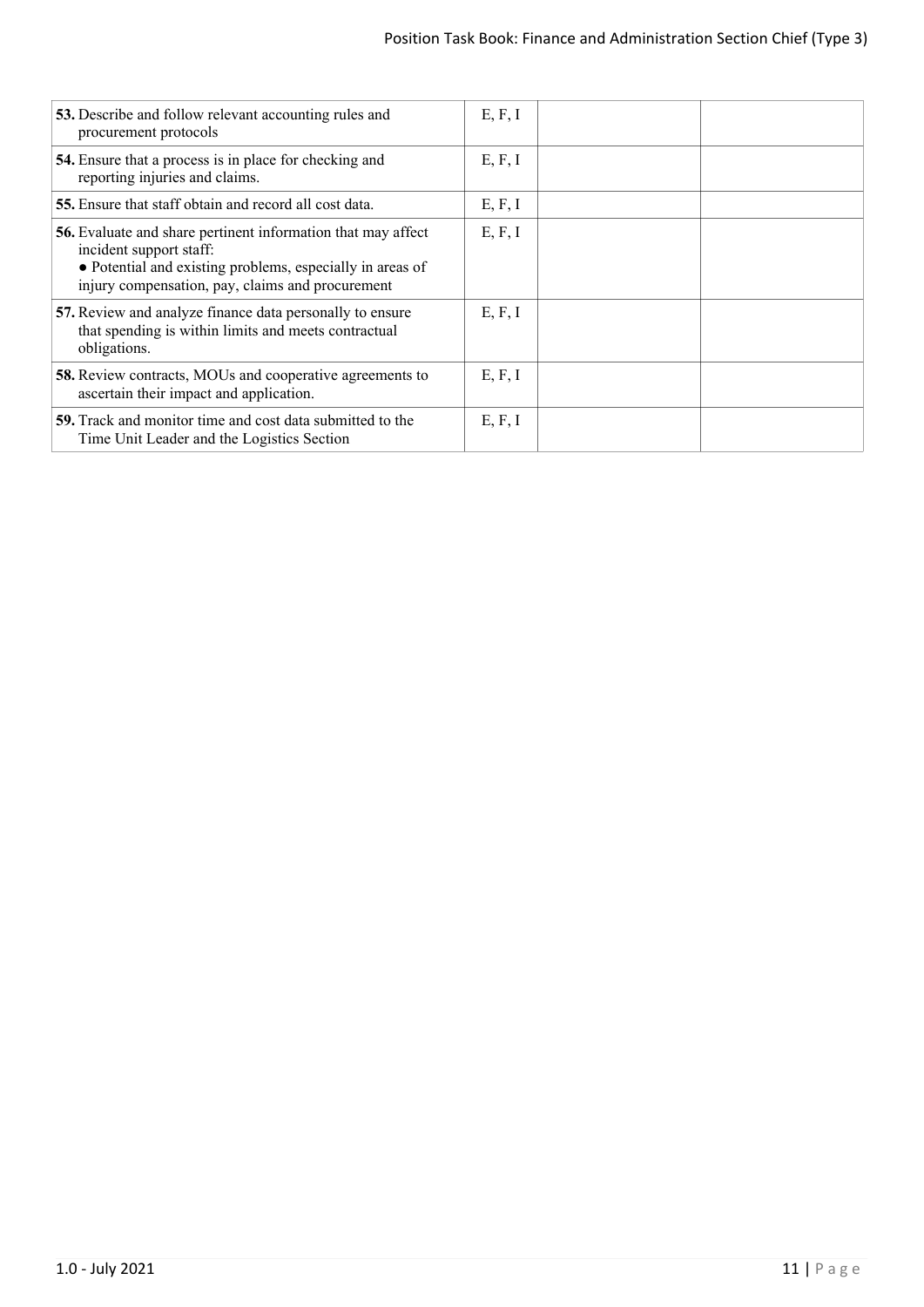| | | | |
|---|---|---|---|
| **53.** Describe and follow relevant accounting rules and procurement protocols | E, F, I | | |
| **54.** Ensure that a process is in place for checking and reporting injuries and claims. | E, F, I | | |
| **55.** Ensure that staff obtain and record all cost data. | E, F, I | | |
| **56.** Evaluate and share pertinent information that may affect incident support staff:<br>● Potential and existing problems, especially in areas of injury compensation, pay, claims and procurement | E, F, I | | |
| **57.** Review and analyze finance data personally to ensure that spending is within limits and meets contractual obligations. | E, F, I | | |
| **58.** Review contracts, MOUs and cooperative agreements to ascertain their impact and application. | E, F, I | | |
| **59.** Track and monitor time and cost data submitted to the Time Unit Leader and the Logistics Section | E, F, I | | |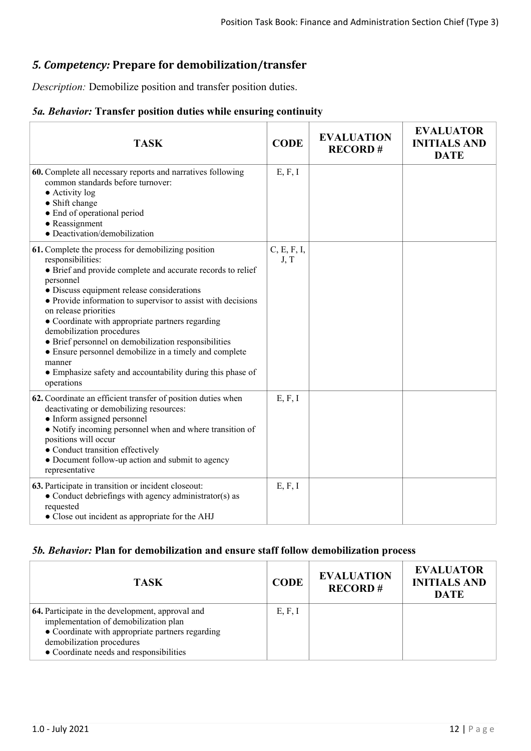## *5. Competency:* Prepare for demobilization/transfer

*Description:* Demobilize position and transfer position duties.

### *5a. Behavior:* Transfer position duties while ensuring continuity

| TASK | CODE | EVALUATION RECORD # | EVALUATOR INITIALS AND DATE |
|---|---|---|---|
| **60.** Complete all necessary reports and narratives following common standards before turnover:<br>● Activity log<br>● Shift change<br>● End of operational period<br>● Reassignment<br>● Deactivation/demobilization | E, F, I | | |
| **61.** Complete the process for demobilizing position responsibilities:<br>● Brief and provide complete and accurate records to relief personnel<br>● Discuss equipment release considerations<br>● Provide information to supervisor to assist with decisions on release priorities<br>● Coordinate with appropriate partners regarding demobilization procedures<br>● Brief personnel on demobilization responsibilities<br>● Ensure personnel demobilize in a timely and complete manner<br>● Emphasize safety and accountability during this phase of operations | C, E, F, I, J, T | | |
| **62.** Coordinate an efficient transfer of position duties when deactivating or demobilizing resources:<br>● Inform assigned personnel<br>● Notify incoming personnel when and where transition of positions will occur<br>● Conduct transition effectively<br>● Document follow-up action and submit to agency representative | E, F, I | | |
| **63.** Participate in transition or incident closeout:<br>● Conduct debriefings with agency administrator(s) as requested<br>● Close out incident as appropriate for the AHJ | E, F, I | | |

### *5b. Behavior:* Plan for demobilization and ensure staff follow demobilization process

| TASK | CODE | EVALUATION RECORD # | EVALUATOR INITIALS AND DATE |
|---|---|---|---|
| **64.** Participate in the development, approval and implementation of demobilization plan<br>● Coordinate with appropriate partners regarding demobilization procedures<br>● Coordinate needs and responsibilities | E, F, I | | |